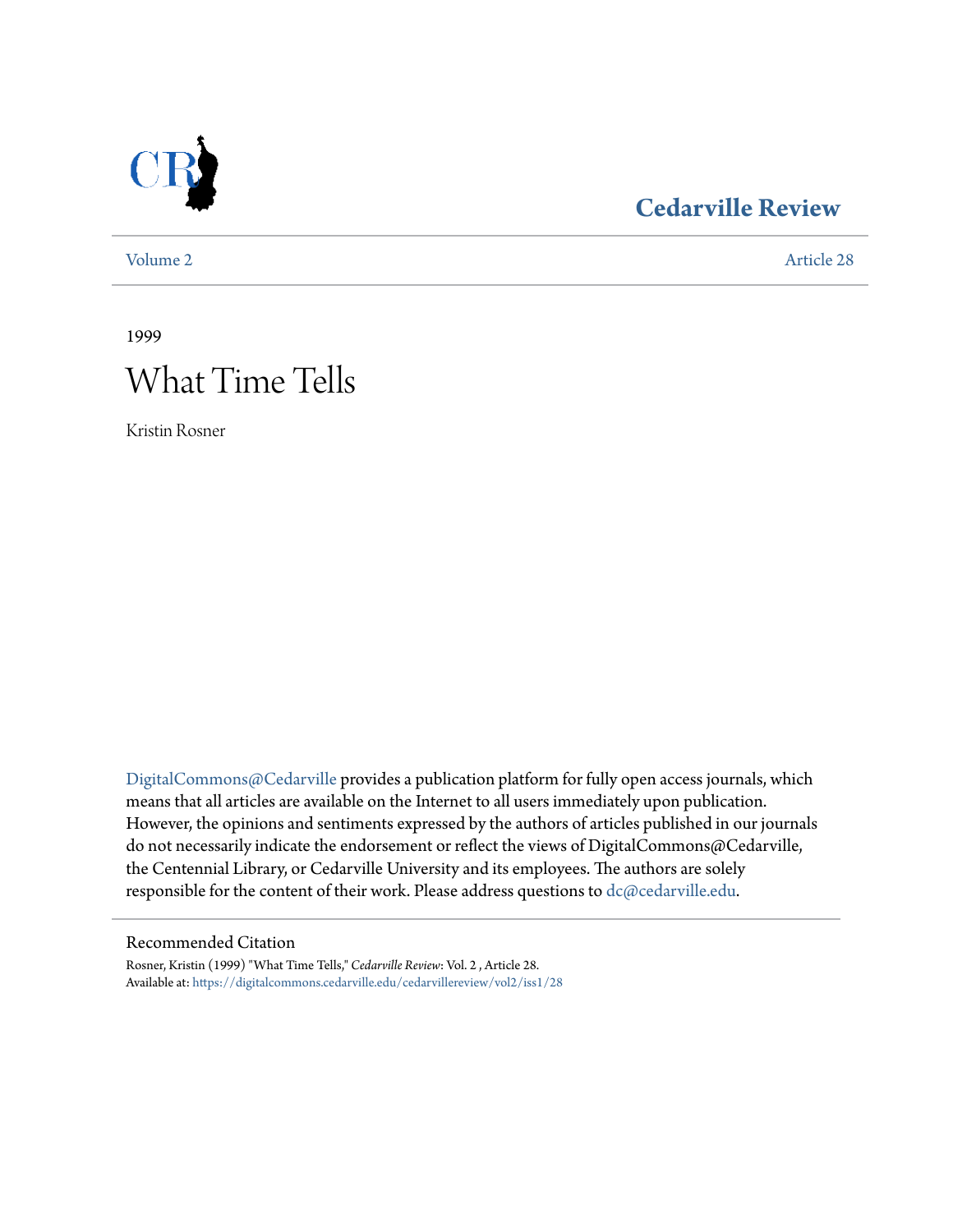Cedarville Review

Volume 2 | Article 28

1999

# What Time Tells

Kristin Rosner

DigitalCommons@Cedarville provides a publication platform for fully open access journals, which means that all articles are available on the Internet to all users immediately upon publication. However, the opinions and sentiments expressed by the authors of articles published in our journals do not necessarily indicate the endorsement or reflect the views of DigitalCommons@Cedarville, the Centennial Library, or Cedarville University and its employees. The authors are solely responsible for the content of their work. Please address questions to dc@cedarville.edu.

## Recommended Citation

Rosner, Kristin (1999) "What Time Tells," *Cedarville Review*: Vol. 2 , Article 28.
Available at: https://digitalcommons.cedarville.edu/cedarvillereview/vol2/iss1/28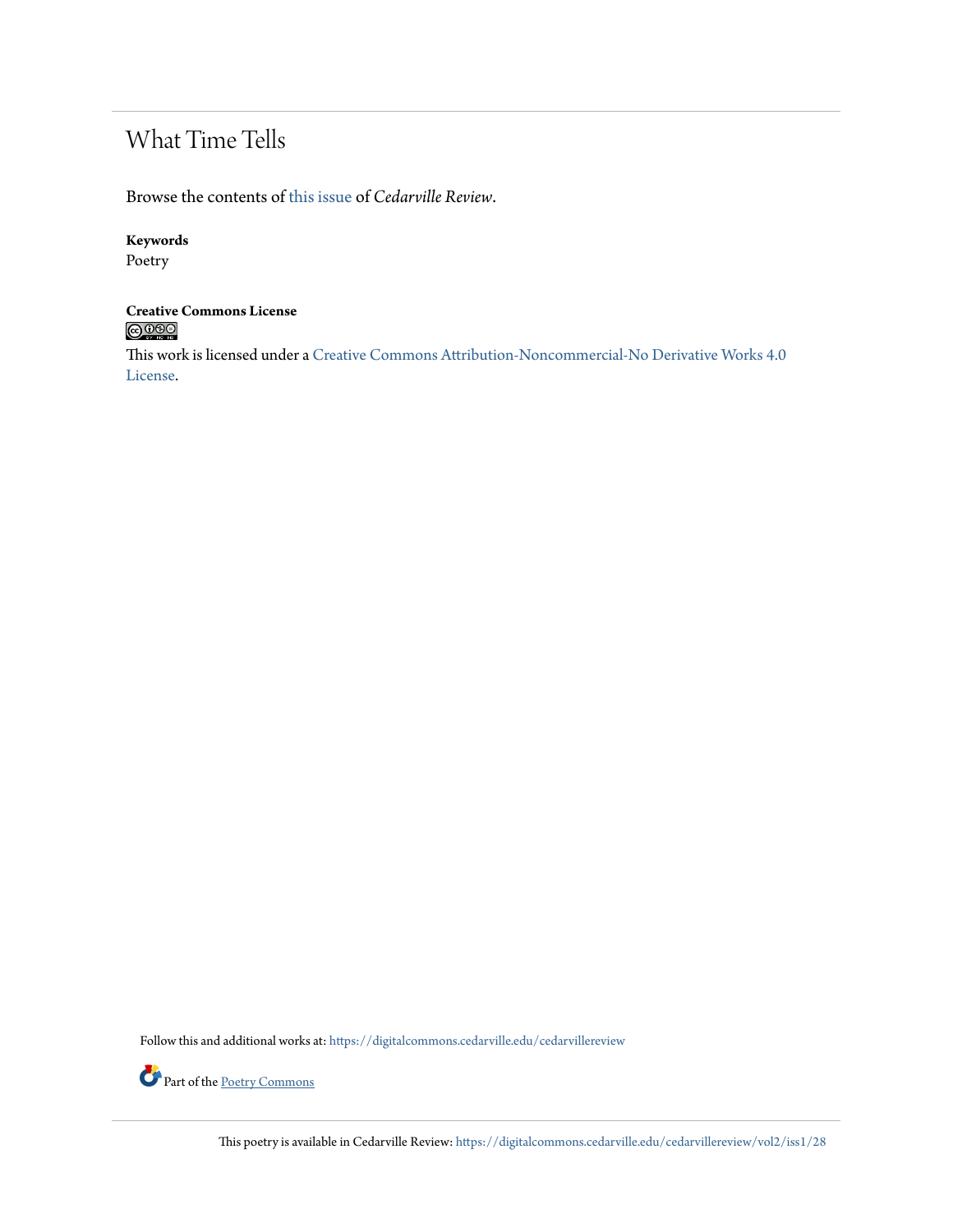# What Time Tells

Browse the contents of this issue of *Cedarville Review*.

**Keywords**
Poetry

**Creative Commons License**

This work is licensed under a Creative Commons Attribution-Noncommercial-No Derivative Works 4.0 License.

Follow this and additional works at: https://digitalcommons.cedarville.edu/cedarvillereview

Part of the Poetry Commons

This poetry is available in Cedarville Review: https://digitalcommons.cedarville.edu/cedarvillereview/vol2/iss1/28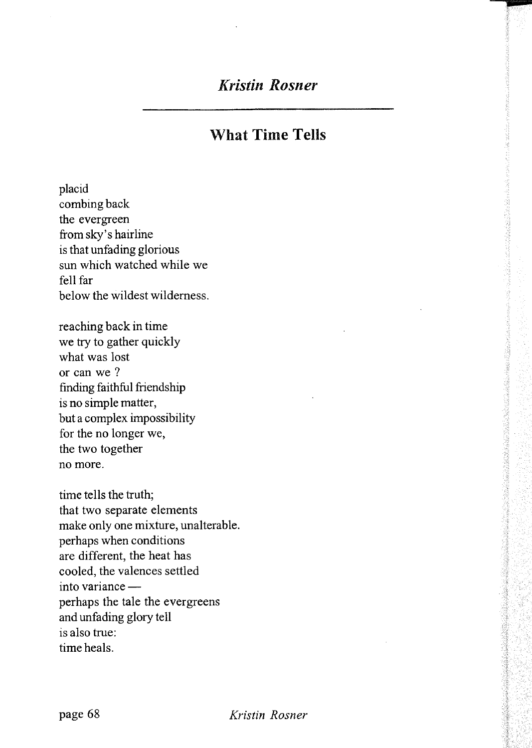*Kristin Rosner*

## What Time Tells

placid  
combing back  
the evergreen  
from sky's hairline  
is that unfading glorious  
sun which watched while we  
fell far  
below the wildest wilderness.

reaching back in time  
we try to gather quickly  
what was lost  
or can we ?  
finding faithful friendship  
is no simple matter,  
but a complex impossibility  
for the no longer we,  
the two together  
no more.

time tells the truth;  
that two separate elements  
make only one mixture, unalterable.  
perhaps when conditions  
are different, the heat has  
cooled, the valences settled  
into variance —  
perhaps the tale the evergreens  
and unfading glory tell  
is also true:  
time heals.